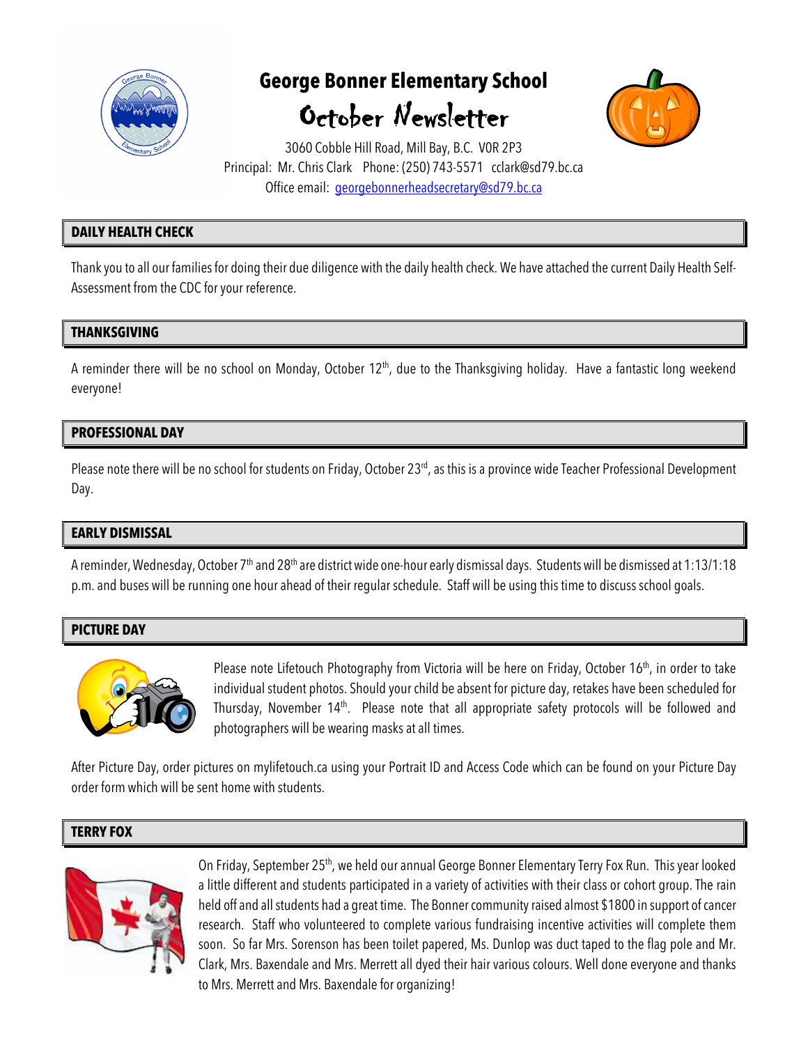# George Bonner Elementary School

## October Newsletter

3060 Cobble Hill Road, Mill Bay, B.C. V0R 2P3
Principal: Mr. Chris Clark Phone: (250) 743-5571 cclark@sd79.bc.ca
Office email: georgebonnerheadsecretary@sd79.bc.ca

### DAILY HEALTH CHECK

Thank you to all our families for doing their due diligence with the daily health check. We have attached the current Daily Health Self-Assessment from the CDC for your reference.

### THANKSGIVING

A reminder there will be no school on Monday, October 12th, due to the Thanksgiving holiday. Have a fantastic long weekend everyone!

### PROFESSIONAL DAY

Please note there will be no school for students on Friday, October 23rd, as this is a province wide Teacher Professional Development Day.

### EARLY DISMISSAL

A reminder, Wednesday, October 7th and 28th are district wide one-hour early dismissal days. Students will be dismissed at 1:13/1:18 p.m. and buses will be running one hour ahead of their regular schedule. Staff will be using this time to discuss school goals.

### PICTURE DAY

Please note Lifetouch Photography from Victoria will be here on Friday, October 16th, in order to take individual student photos. Should your child be absent for picture day, retakes have been scheduled for Thursday, November 14th. Please note that all appropriate safety protocols will be followed and photographers will be wearing masks at all times.

After Picture Day, order pictures on mylifetouch.ca using your Portrait ID and Access Code which can be found on your Picture Day order form which will be sent home with students.

### TERRY FOX

On Friday, September 25th, we held our annual George Bonner Elementary Terry Fox Run. This year looked a little different and students participated in a variety of activities with their class or cohort group. The rain held off and all students had a great time. The Bonner community raised almost $1800 in support of cancer research. Staff who volunteered to complete various fundraising incentive activities will complete them soon. So far Mrs. Sorenson has been toilet papered, Ms. Dunlop was duct taped to the flag pole and Mr. Clark, Mrs. Baxendale and Mrs. Merrett all dyed their hair various colours. Well done everyone and thanks to Mrs. Merrett and Mrs. Baxendale for organizing!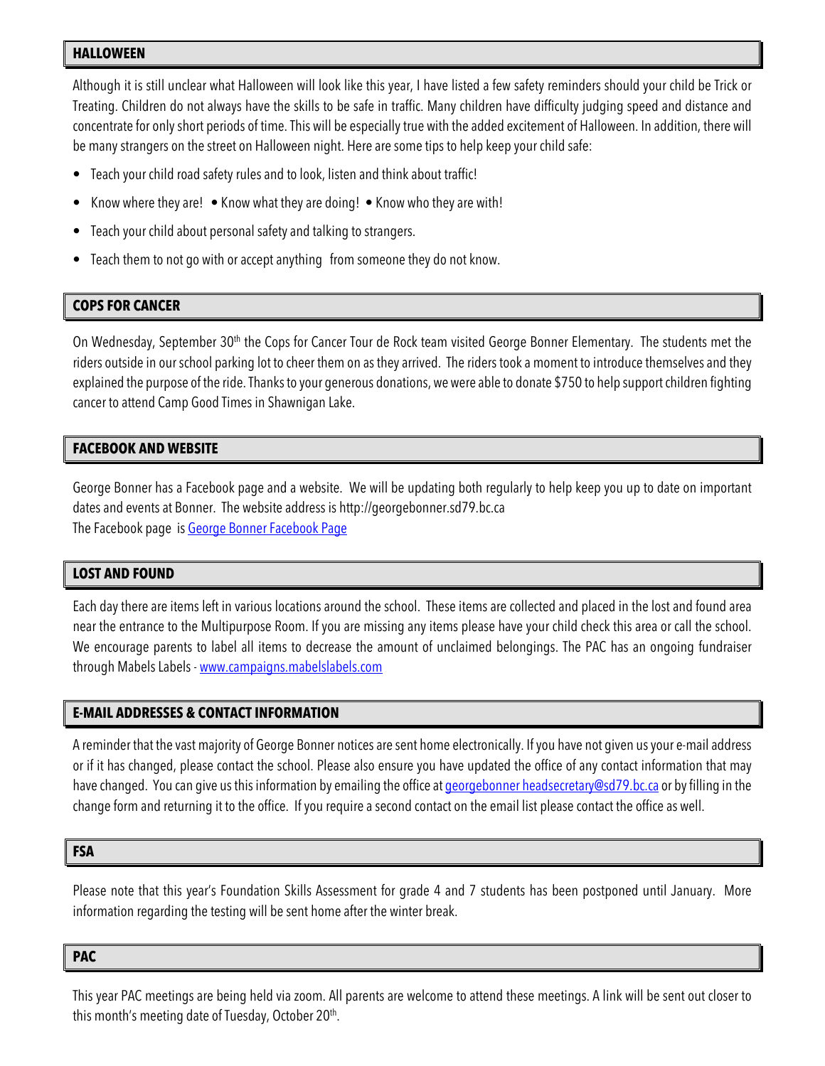## HALLOWEEN

Although it is still unclear what Halloween will look like this year, I have listed a few safety reminders should your child be Trick or Treating. Children do not always have the skills to be safe in traffic. Many children have difficulty judging speed and distance and concentrate for only short periods of time. This will be especially true with the added excitement of Halloween. In addition, there will be many strangers on the street on Halloween night. Here are some tips to help keep your child safe:

- Teach your child road safety rules and to look, listen and think about traffic!
- Know where they are! • Know what they are doing! • Know who they are with!
- Teach your child about personal safety and talking to strangers.
- Teach them to not go with or accept anything from someone they do not know.

## COPS FOR CANCER

On Wednesday, September 30th the Cops for Cancer Tour de Rock team visited George Bonner Elementary. The students met the riders outside in our school parking lot to cheer them on as they arrived. The riders took a moment to introduce themselves and they explained the purpose of the ride. Thanks to your generous donations, we were able to donate $750 to help support children fighting cancer to attend Camp Good Times in Shawnigan Lake.

## FACEBOOK AND WEBSITE

George Bonner has a Facebook page and a website. We will be updating both regularly to help keep you up to date on important dates and events at Bonner. The website address is http://georgebonner.sd79.bc.ca
The Facebook page is George Bonner Facebook Page

## LOST AND FOUND

Each day there are items left in various locations around the school. These items are collected and placed in the lost and found area near the entrance to the Multipurpose Room. If you are missing any items please have your child check this area or call the school. We encourage parents to label all items to decrease the amount of unclaimed belongings. The PAC has an ongoing fundraiser through Mabels Labels - www.campaigns.mabelslabels.com

## E-MAIL ADDRESSES & CONTACT INFORMATION

A reminder that the vast majority of George Bonner notices are sent home electronically. If you have not given us your e-mail address or if it has changed, please contact the school. Please also ensure you have updated the office of any contact information that may have changed. You can give us this information by emailing the office at georgebonner headsecretary@sd79.bc.ca or by filling in the change form and returning it to the office. If you require a second contact on the email list please contact the office as well.

## FSA

Please note that this year's Foundation Skills Assessment for grade 4 and 7 students has been postponed until January. More information regarding the testing will be sent home after the winter break.

## PAC

This year PAC meetings are being held via zoom. All parents are welcome to attend these meetings. A link will be sent out closer to this month's meeting date of Tuesday, October 20th.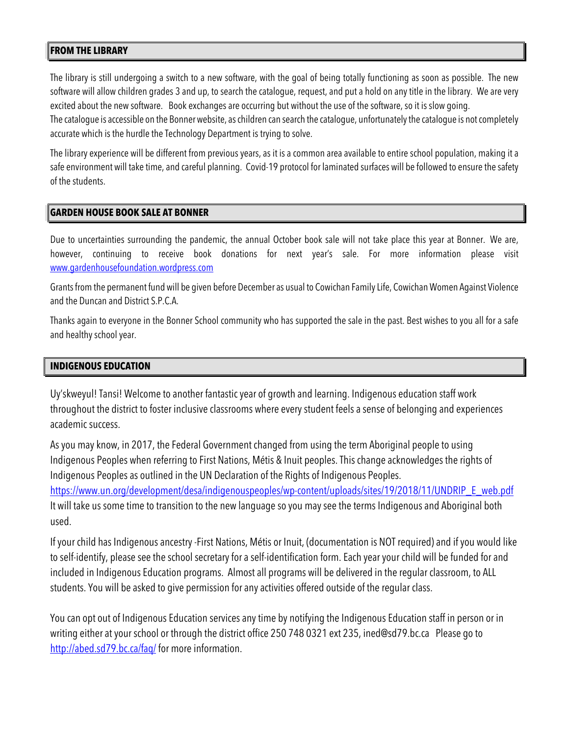## FROM THE LIBRARY

The library is still undergoing a switch to a new software, with the goal of being totally functioning as soon as possible. The new software will allow children grades 3 and up, to search the catalogue, request, and put a hold on any title in the library. We are very excited about the new software. Book exchanges are occurring but without the use of the software, so it is slow going.
The catalogue is accessible on the Bonner website, as children can search the catalogue, unfortunately the catalogue is not completely accurate which is the hurdle the Technology Department is trying to solve.

The library experience will be different from previous years, as it is a common area available to entire school population, making it a safe environment will take time, and careful planning. Covid-19 protocol for laminated surfaces will be followed to ensure the safety of the students.

## GARDEN HOUSE BOOK SALE AT BONNER

Due to uncertainties surrounding the pandemic, the annual October book sale will not take place this year at Bonner. We are, however, continuing to receive book donations for next year's sale. For more information please visit [www.gardenhousefoundation.wordpress.com](www.gardenhousefoundation.wordpress.com)

Grants from the permanent fund will be given before December as usual to Cowichan Family Life, Cowichan Women Against Violence and the Duncan and District S.P.C.A.

Thanks again to everyone in the Bonner School community who has supported the sale in the past. Best wishes to you all for a safe and healthy school year.

## INDIGENOUS EDUCATION

Uy'skweyul! Tansi! Welcome to another fantastic year of growth and learning. Indigenous education staff work throughout the district to foster inclusive classrooms where every student feels a sense of belonging and experiences academic success.

As you may know, in 2017, the Federal Government changed from using the term Aboriginal people to using Indigenous Peoples when referring to First Nations, Métis & Inuit peoples. This change acknowledges the rights of Indigenous Peoples as outlined in the UN Declaration of the Rights of Indigenous Peoples.
[https://www.un.org/development/desa/indigenouspeoples/wp-content/uploads/sites/19/2018/11/UNDRIP_E_web.pdf](https://www.un.org/development/desa/indigenouspeoples/wp-content/uploads/sites/19/2018/11/UNDRIP_E_web.pdf)
It will take us some time to transition to the new language so you may see the terms Indigenous and Aboriginal both used.

If your child has Indigenous ancestry -First Nations, Métis or Inuit, (documentation is NOT required) and if you would like to self-identify, please see the school secretary for a self-identification form. Each year your child will be funded for and included in Indigenous Education programs. Almost all programs will be delivered in the regular classroom, to ALL students. You will be asked to give permission for any activities offered outside of the regular class.

You can opt out of Indigenous Education services any time by notifying the Indigenous Education staff in person or in writing either at your school or through the district office 250 748 0321 ext 235, ined@sd79.bc.ca Please go to [http://abed.sd79.bc.ca/faq/](http://abed.sd79.bc.ca/faq/) for more information.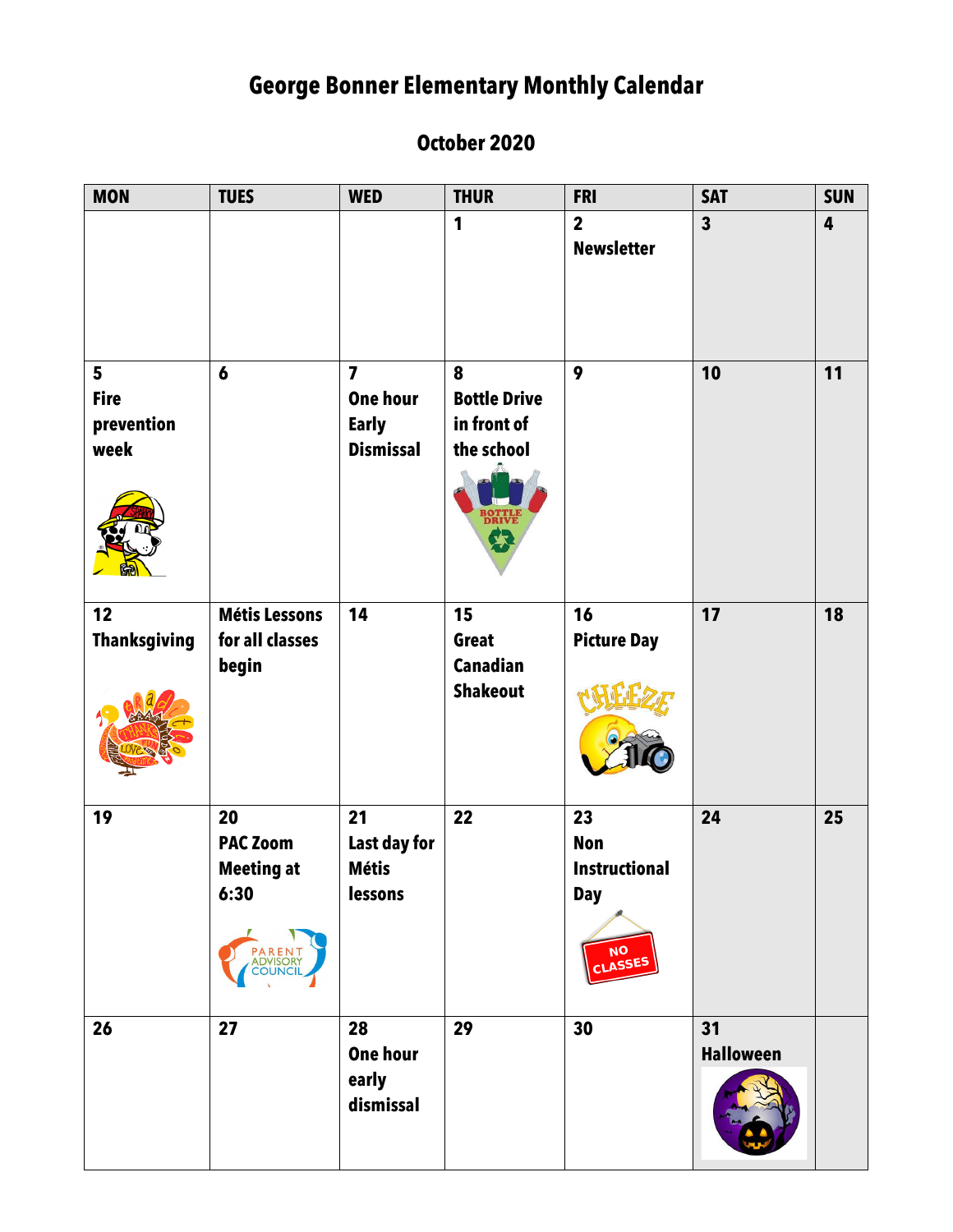# George Bonner Elementary Monthly Calendar

## October 2020

| MON | TUES | WED | THUR | FRI | SAT | SUN |
|---|---|---|---|---|---|---|
| | | | 1 | 2 Newsletter | 3 | 4 |
| 5 Fire prevention week | 6 | 7 One hour Early Dismissal | 8 Bottle Drive in front of the school | 9 | 10 | 11 |
| 12 Thanksgiving | Métis Lessons for all classes begin | 14 | 15 Great Canadian Shakeout | 16 Picture Day | 17 | 18 |
| 19 | 20 PAC Zoom Meeting at 6:30 | 21 Last day for Métis lessons | 22 | 23 Non Instructional Day | 24 | 25 |
| 26 | 27 | 28 One hour early dismissal | 29 | 30 | 31 Halloween | |